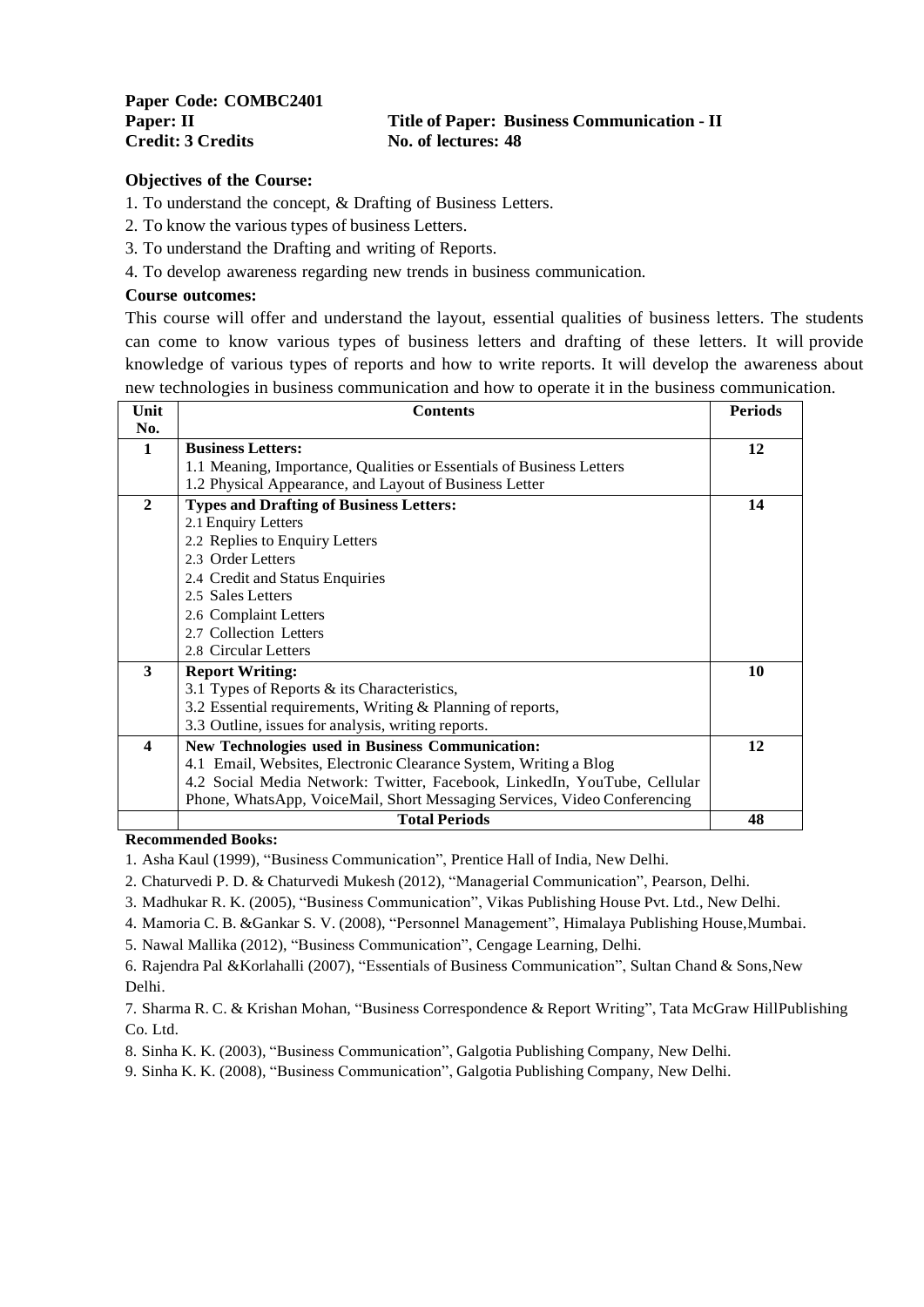**Paper Code: COMBC2401**
**Paper: II** **Title of Paper: Business Communication - II**
**Credit: 3 Credits** **No. of lectures: 48**

**Objectives of the Course:**

1. To understand the concept, & Drafting of Business Letters.
2. To know the various types of business Letters.
3. To understand the Drafting and writing of Reports.
4. To develop awareness regarding new trends in business communication.

**Course outcomes:**

This course will offer and understand the layout, essential qualities of business letters. The students can come to know various types of business letters and drafting of these letters. It will provide knowledge of various types of reports and how to write reports. It will develop the awareness about new technologies in business communication and how to operate it in the business communication.

| Unit No. | Contents | Periods |
|---|---|---|
| 1 | **Business Letters:**<br>1.1 Meaning, Importance, Qualities or Essentials of Business Letters<br>1.2 Physical Appearance, and Layout of Business Letter | 12 |
| 2 | **Types and Drafting of Business Letters:**<br>2.1 Enquiry Letters<br>2.2 Replies to Enquiry Letters<br>2.3 Order Letters<br>2.4 Credit and Status Enquiries<br>2.5 Sales Letters<br>2.6 Complaint Letters<br>2.7 Collection Letters<br>2.8 Circular Letters | 14 |
| 3 | **Report Writing:**<br>3.1 Types of Reports & its Characteristics,<br>3.2 Essential requirements, Writing & Planning of reports,<br>3.3 Outline, issues for analysis, writing reports. | 10 |
| 4 | **New Technologies used in Business Communication:**<br>4.1 Email, Websites, Electronic Clearance System, Writing a Blog<br>4.2 Social Media Network: Twitter, Facebook, LinkedIn, YouTube, Cellular Phone, WhatsApp, VoiceMail, Short Messaging Services, Video Conferencing | 12 |
| | **Total Periods** | **48** |

**Recommended Books:**

1. Asha Kaul (1999), "Business Communication", Prentice Hall of India, New Delhi.
2. Chaturvedi P. D. & Chaturvedi Mukesh (2012), "Managerial Communication", Pearson, Delhi.
3. Madhukar R. K. (2005), "Business Communication", Vikas Publishing House Pvt. Ltd., New Delhi.
4. Mamoria C. B. &Gankar S. V. (2008), "Personnel Management", Himalaya Publishing House,Mumbai.
5. Nawal Mallika (2012), "Business Communication", Cengage Learning, Delhi.
6. Rajendra Pal &Korlahalli (2007), "Essentials of Business Communication", Sultan Chand & Sons,New Delhi.
7. Sharma R. C. & Krishan Mohan, "Business Correspondence & Report Writing", Tata McGraw HillPublishing Co. Ltd.
8. Sinha K. K. (2003), "Business Communication", Galgotia Publishing Company, New Delhi.
9. Sinha K. K. (2008), "Business Communication", Galgotia Publishing Company, New Delhi.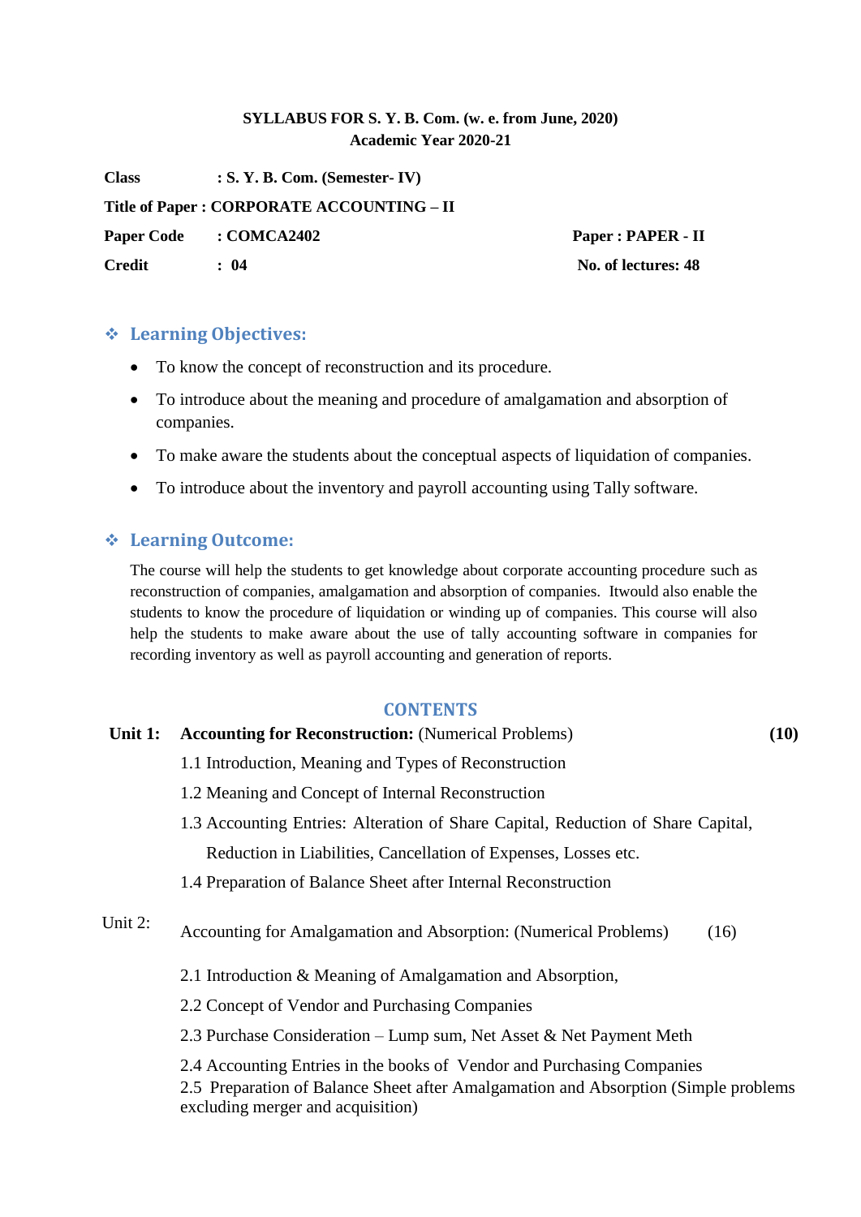**SYLLABUS FOR S. Y. B. Com. (w. e. from June, 2020)**
**Academic Year 2020-21**

**Class** : **S. Y. B. Com. (Semester- IV)**

**Title of Paper : CORPORATE ACCOUNTING – II**

**Paper Code** : **COMCA2402** **Paper : PAPER - II**

**Credit** : **04** **No. of lectures: 48**

## ❖ Learning Objectives:

- To know the concept of reconstruction and its procedure.
- To introduce about the meaning and procedure of amalgamation and absorption of companies.
- To make aware the students about the conceptual aspects of liquidation of companies.
- To introduce about the inventory and payroll accounting using Tally software.

## ❖ Learning Outcome:

The course will help the students to get knowledge about corporate accounting procedure such as reconstruction of companies, amalgamation and absorption of companies. Itwould also enable the students to know the procedure of liquidation or winding up of companies. This course will also help the students to make aware about the use of tally accounting software in companies for recording inventory as well as payroll accounting and generation of reports.

## CONTENTS

**Unit 1: Accounting for Reconstruction:** (Numerical Problems) **(10)**

1.1 Introduction, Meaning and Types of Reconstruction

1.2 Meaning and Concept of Internal Reconstruction

1.3 Accounting Entries: Alteration of Share Capital, Reduction of Share Capital, Reduction in Liabilities, Cancellation of Expenses, Losses etc.

1.4 Preparation of Balance Sheet after Internal Reconstruction

Unit 2: Accounting for Amalgamation and Absorption: (Numerical Problems) (16)

2.1 Introduction & Meaning of Amalgamation and Absorption,

2.2 Concept of Vendor and Purchasing Companies

2.3 Purchase Consideration – Lump sum, Net Asset & Net Payment Meth

2.4 Accounting Entries in the books of Vendor and Purchasing Companies

2.5 Preparation of Balance Sheet after Amalgamation and Absorption (Simple problems excluding merger and acquisition)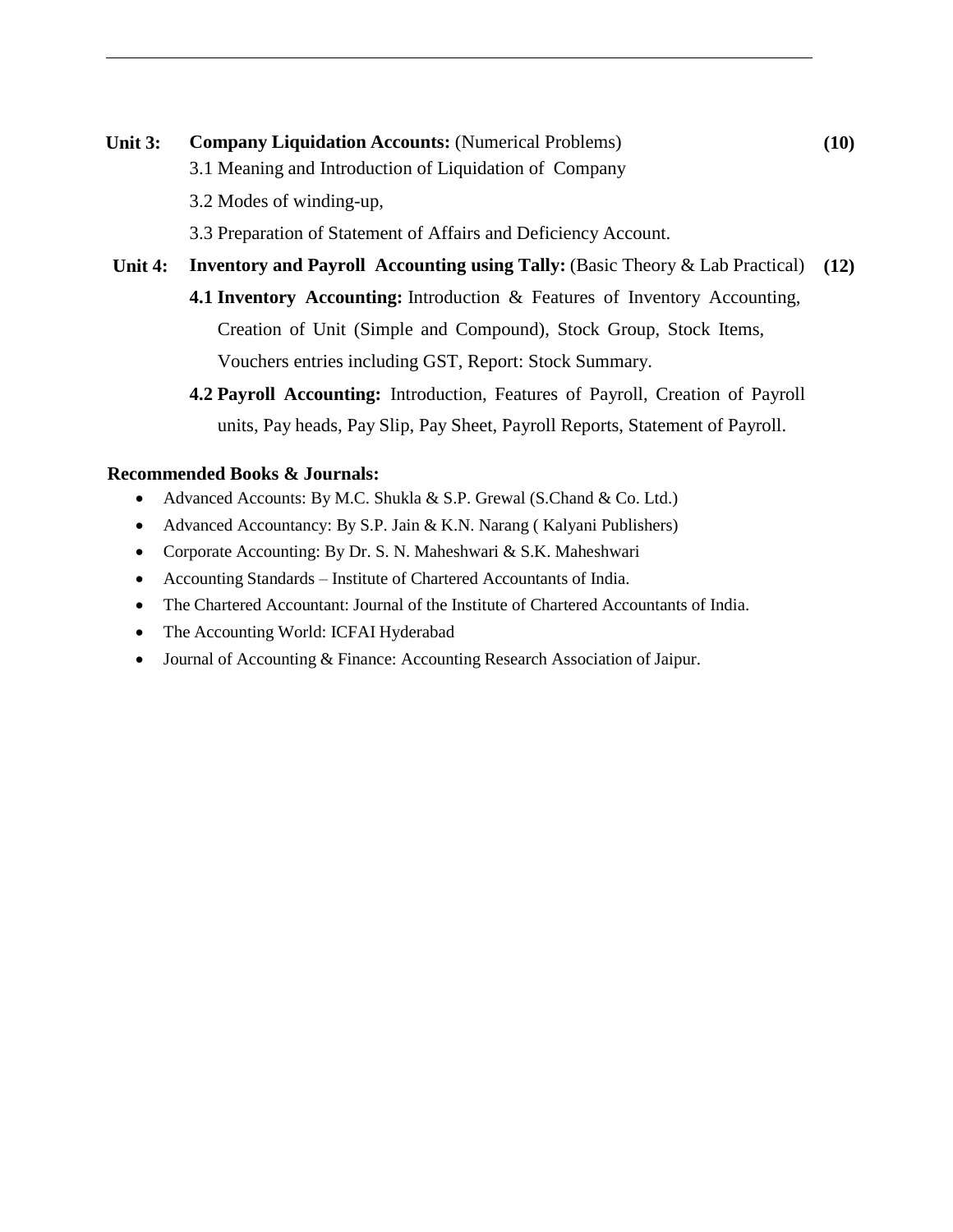**Unit 3:** **Company Liquidation Accounts:** (Numerical Problems) **(10)**

3.1 Meaning and Introduction of Liquidation of Company

3.2 Modes of winding-up,

3.3 Preparation of Statement of Affairs and Deficiency Account.

**Unit 4:** **Inventory and Payroll Accounting using Tally:** (Basic Theory & Lab Practical) **(12)**

**4.1 Inventory Accounting:** Introduction & Features of Inventory Accounting, Creation of Unit (Simple and Compound), Stock Group, Stock Items, Vouchers entries including GST, Report: Stock Summary.

**4.2 Payroll Accounting:** Introduction, Features of Payroll, Creation of Payroll units, Pay heads, Pay Slip, Pay Sheet, Payroll Reports, Statement of Payroll.

**Recommended Books & Journals:**

- Advanced Accounts: By M.C. Shukla & S.P. Grewal (S.Chand & Co. Ltd.)
- Advanced Accountancy: By S.P. Jain & K.N. Narang ( Kalyani Publishers)
- Corporate Accounting: By Dr. S. N. Maheshwari & S.K. Maheshwari
- Accounting Standards – Institute of Chartered Accountants of India.
- The Chartered Accountant: Journal of the Institute of Chartered Accountants of India.
- The Accounting World: ICFAI Hyderabad
- Journal of Accounting & Finance: Accounting Research Association of Jaipur.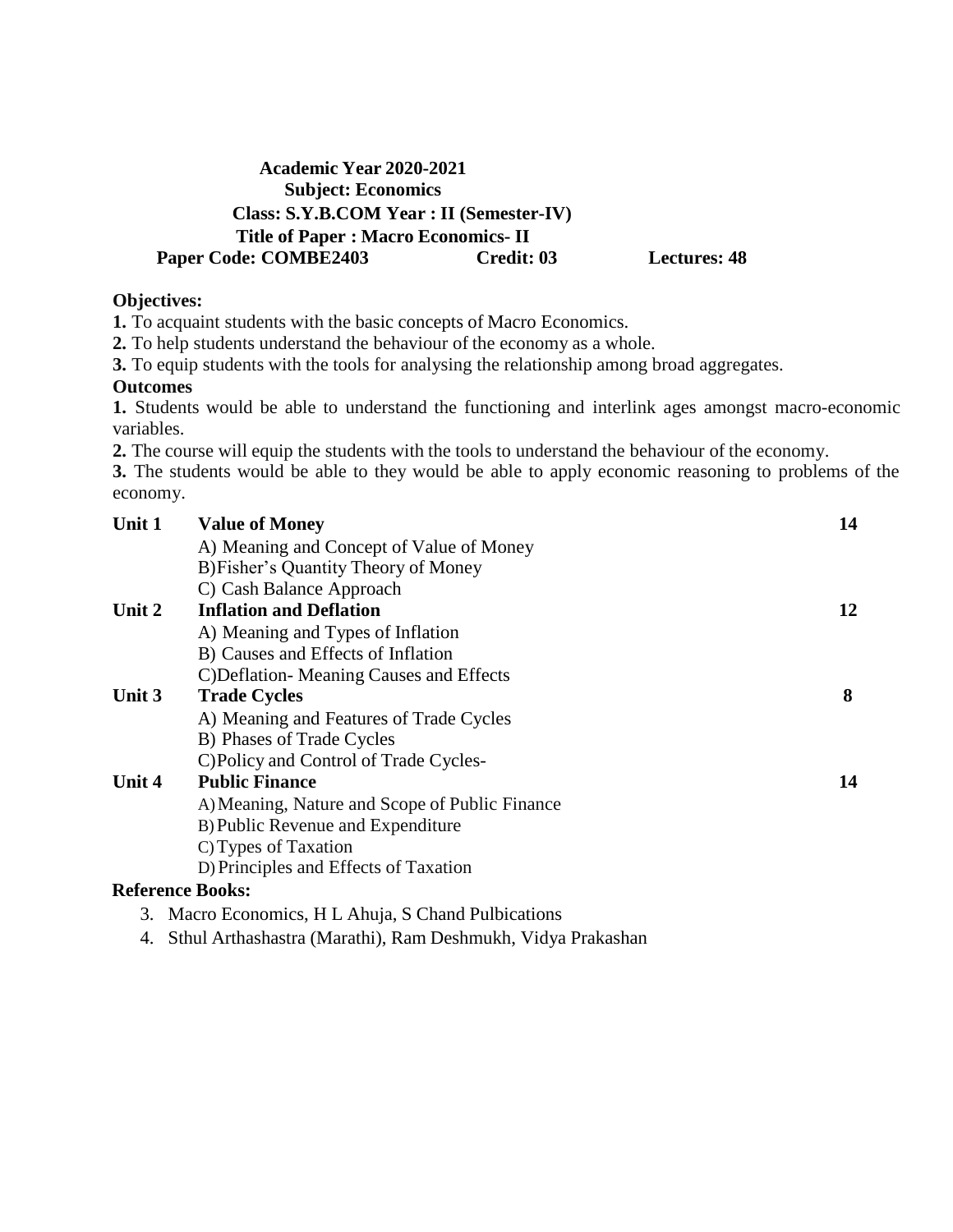**Academic Year 2020-2021**
**Subject: Economics**
**Class: S.Y.B.COM Year : II (Semester-IV)**
**Title of Paper : Macro Economics- II**
**Paper Code: COMBE2403 Credit: 03 Lectures: 48**

**Objectives:**

**1.** To acquaint students with the basic concepts of Macro Economics.
**2.** To help students understand the behaviour of the economy as a whole.
**3.** To equip students with the tools for analysing the relationship among broad aggregates.

**Outcomes**

**1.** Students would be able to understand the functioning and interlink ages amongst macro-economic variables.
**2.** The course will equip the students with the tools to understand the behaviour of the economy.
**3.** The students would be able to they would be able to apply economic reasoning to problems of the economy.

| | | |
|---|---|---|
| **Unit 1** | **Value of Money** | **14** |
| | A) Meaning and Concept of Value of Money | |
| | B)Fisher's Quantity Theory of Money | |
| | C) Cash Balance Approach | |
| **Unit 2** | **Inflation and Deflation** | **12** |
| | A) Meaning and Types of Inflation | |
| | B) Causes and Effects of Inflation | |
| | C)Deflation- Meaning Causes and Effects | |
| **Unit 3** | **Trade Cycles** | **8** |
| | A) Meaning and Features of Trade Cycles | |
| | B) Phases of Trade Cycles | |
| | C)Policy and Control of Trade Cycles- | |
| **Unit 4** | **Public Finance** | **14** |
| | A) Meaning, Nature and Scope of Public Finance | |
| | B) Public Revenue and Expenditure | |
| | C) Types of Taxation | |
| | D) Principles and Effects of Taxation | |

**Reference Books:**

3. Macro Economics, H L Ahuja, S Chand Pulbications
4. Sthul Arthashastra (Marathi), Ram Deshmukh, Vidya Prakashan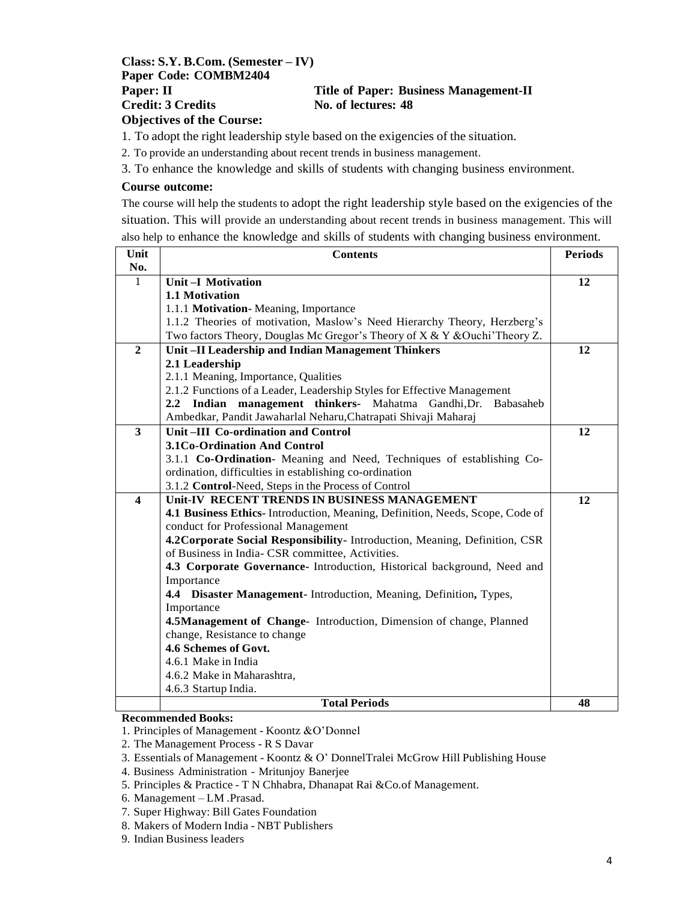**Class: S.Y. B.Com. (Semester – IV)**
**Paper Code: COMBM2404**
**Paper: II** **Title of Paper: Business Management-II**
**Credit: 3 Credits** **No. of lectures: 48**

**Objectives of the Course:**

1. To adopt the right leadership style based on the exigencies of the situation.
2. To provide an understanding about recent trends in business management.
3. To enhance the knowledge and skills of students with changing business environment.

**Course outcome:**

The course will help the students to adopt the right leadership style based on the exigencies of the situation. This will provide an understanding about recent trends in business management. This will also help to enhance the knowledge and skills of students with changing business environment.

| Unit No. | Contents | Periods |
|---|---|---|
| 1 | **Unit –I Motivation**<br>**1.1 Motivation**<br>1.1.1 **Motivation**- Meaning, Importance<br>1.1.2 Theories of motivation, Maslow's Need Hierarchy Theory, Herzberg's Two factors Theory, Douglas Mc Gregor's Theory of X & Y &Ouchi'Theory Z. | **12** |
| **2** | **Unit –II Leadership and Indian Management Thinkers**<br>**2.1 Leadership**<br>2.1.1 Meaning, Importance, Qualities<br>2.1.2 Functions of a Leader, Leadership Styles for Effective Management<br>**2.2 Indian management thinkers-** Mahatma Gandhi,Dr. Babasaheb Ambedkar, Pandit Jawaharlal Neharu,Chatrapati Shivaji Maharaj | **12** |
| **3** | **Unit –III Co-ordination and Control**<br>**3.1Co-Ordination And Control**<br>3.1.1 **Co-Ordination-** Meaning and Need, Techniques of establishing Co-ordination, difficulties in establishing co-ordination<br>3.1.2 **Control**-Need, Steps in the Process of Control | **12** |
| **4** | **Unit-IV RECENT TRENDS IN BUSINESS MANAGEMENT**<br>**4.1 Business Ethics-** Introduction, Meaning, Definition, Needs, Scope, Code of conduct for Professional Management<br>**4.2Corporate Social Responsibility-** Introduction, Meaning, Definition, CSR of Business in India- CSR committee, Activities.<br>**4.3 Corporate Governance-** Introduction, Historical background, Need and Importance<br>**4.4 Disaster Management-** Introduction, Meaning, Definition**,** Types, Importance<br>**4.5Management of Change**- Introduction, Dimension of change, Planned change, Resistance to change<br>**4.6 Schemes of Govt.**<br>4.6.1 Make in India<br>4.6.2 Make in Maharashtra,<br>4.6.3 Startup India. | **12** |
| | **Total Periods** | **48** |

**Recommended Books:**

1. Principles of Management - Koontz &O'Donnel
2. The Management Process - R S Davar
3. Essentials of Management - Koontz & O' DonnelTralei McGrow Hill Publishing House
4. Business Administration - Mritunjoy Banerjee
5. Principles & Practice - T N Chhabra, Dhanapat Rai &Co.of Management.
6. Management – LM .Prasad.
7. Super Highway: Bill Gates Foundation
8. Makers of Modern India - NBT Publishers
9. Indian Business leaders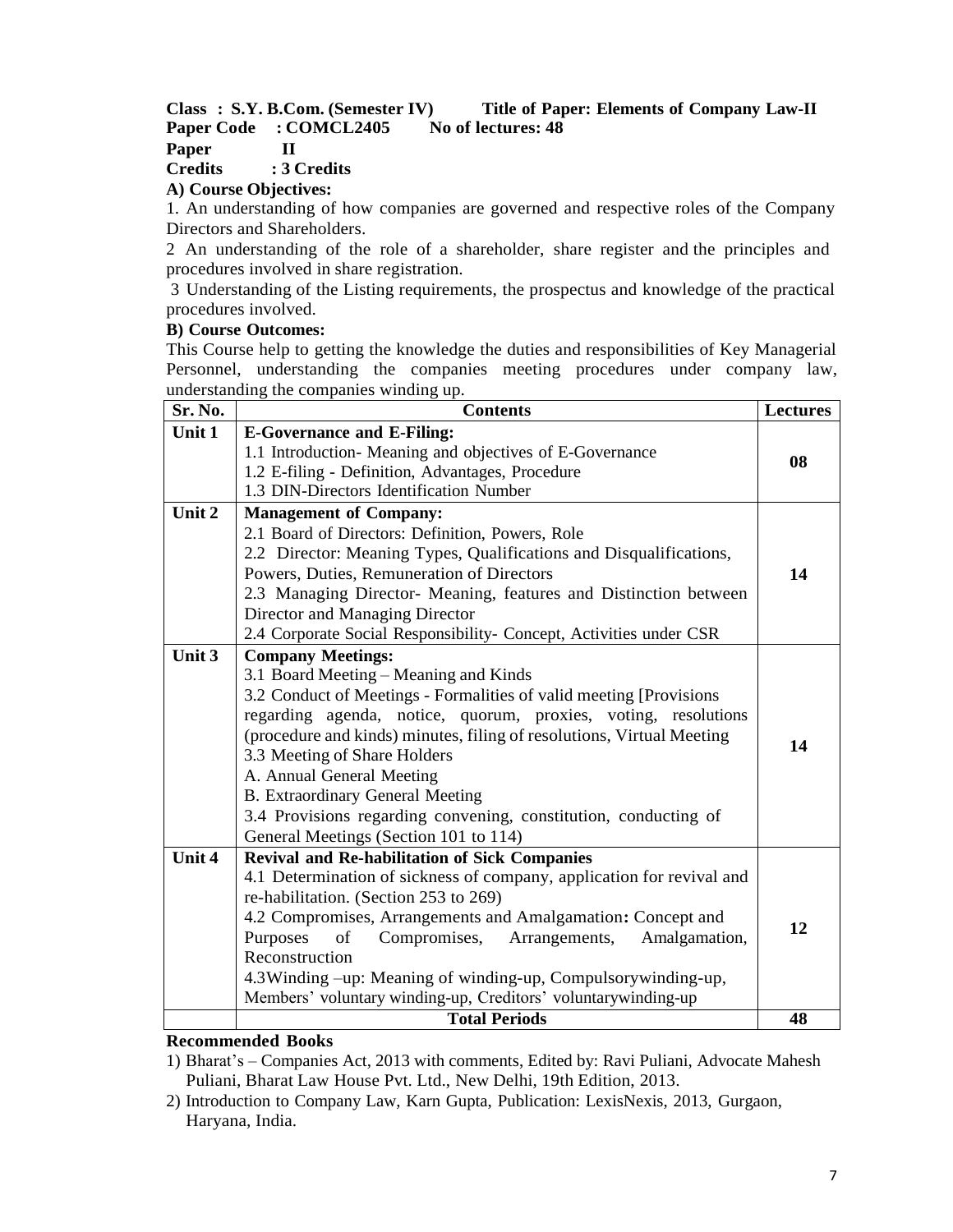**Class : S.Y. B.Com. (Semester IV) Title of Paper: Elements of Company Law-II**
**Paper Code : COMCL2405 No of lectures: 48**
**Paper II**
**Credits : 3 Credits**

**A) Course Objectives:**

1. An understanding of how companies are governed and respective roles of the Company Directors and Shareholders.
2 An understanding of the role of a shareholder, share register and the principles and procedures involved in share registration.
3 Understanding of the Listing requirements, the prospectus and knowledge of the practical procedures involved.

**B) Course Outcomes:**

This Course help to getting the knowledge the duties and responsibilities of Key Managerial Personnel, understanding the companies meeting procedures under company law, understanding the companies winding up.

| Sr. No. | Contents | Lectures |
|---|---|---|
| **Unit 1** | **E-Governance and E-Filing:**<br>1.1 Introduction- Meaning and objectives of E-Governance<br>1.2 E-filing - Definition, Advantages, Procedure<br>1.3 DIN-Directors Identification Number | **08** |
| **Unit 2** | **Management of Company:**<br>2.1 Board of Directors: Definition, Powers, Role<br>2.2 Director: Meaning Types, Qualifications and Disqualifications, Powers, Duties, Remuneration of Directors<br>2.3 Managing Director- Meaning, features and Distinction between Director and Managing Director<br>2.4 Corporate Social Responsibility- Concept, Activities under CSR | **14** |
| **Unit 3** | **Company Meetings:**<br>3.1 Board Meeting – Meaning and Kinds<br>3.2 Conduct of Meetings - Formalities of valid meeting [Provisions regarding agenda, notice, quorum, proxies, voting, resolutions (procedure and kinds) minutes, filing of resolutions, Virtual Meeting<br>3.3 Meeting of Share Holders<br>A. Annual General Meeting<br>B. Extraordinary General Meeting<br>3.4 Provisions regarding convening, constitution, conducting of General Meetings (Section 101 to 114) | **14** |
| **Unit 4** | **Revival and Re-habilitation of Sick Companies**<br>4.1 Determination of sickness of company, application for revival and re-habilitation. (Section 253 to 269)<br>4.2 Compromises, Arrangements and Amalgamation**:** Concept and Purposes of Compromises, Arrangements, Amalgamation, Reconstruction<br>4.3Winding –up: Meaning of winding-up, Compulsorywinding-up, Members' voluntary winding-up, Creditors' voluntarywinding-up | **12** |
| | **Total Periods** | **48** |

**Recommended Books**

1) Bharat's – Companies Act, 2013 with comments, Edited by: Ravi Puliani, Advocate Mahesh Puliani, Bharat Law House Pvt. Ltd., New Delhi, 19th Edition, 2013.
2) Introduction to Company Law, Karn Gupta, Publication: LexisNexis, 2013, Gurgaon, Haryana, India.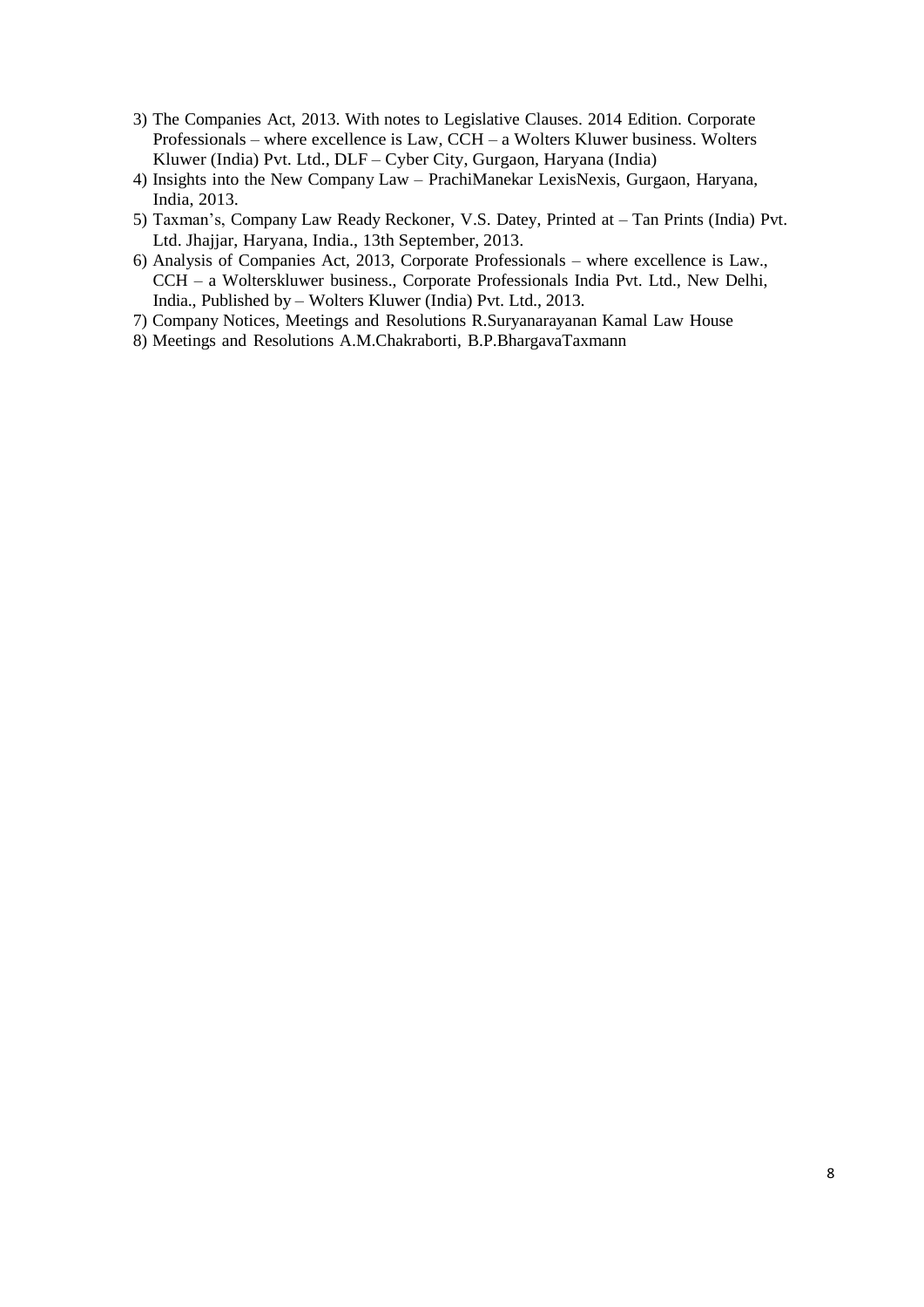3) The Companies Act, 2013. With notes to Legislative Clauses. 2014 Edition. Corporate Professionals – where excellence is Law, CCH – a Wolters Kluwer business. Wolters Kluwer (India) Pvt. Ltd., DLF – Cyber City, Gurgaon, Haryana (India)
4) Insights into the New Company Law – PrachiManekar LexisNexis, Gurgaon, Haryana, India, 2013.
5) Taxman's, Company Law Ready Reckoner, V.S. Datey, Printed at – Tan Prints (India) Pvt. Ltd. Jhajjar, Haryana, India., 13th September, 2013.
6) Analysis of Companies Act, 2013, Corporate Professionals – where excellence is Law., CCH – a Wolterskluwer business., Corporate Professionals India Pvt. Ltd., New Delhi, India., Published by – Wolters Kluwer (India) Pvt. Ltd., 2013.
7) Company Notices, Meetings and Resolutions R.Suryanarayanan Kamal Law House
8) Meetings and Resolutions A.M.Chakraborti, B.P.BhargavaTaxmann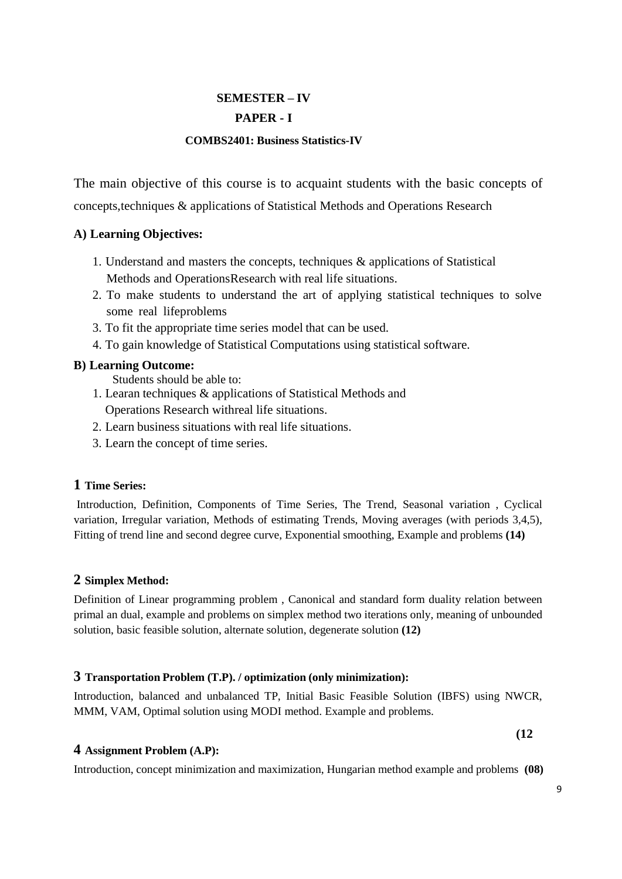# SEMESTER – IV

## PAPER - I

### COMBS2401: Business Statistics-IV

The main objective of this course is to acquaint students with the basic concepts of concepts,techniques & applications of Statistical Methods and Operations Research

**A) Learning Objectives:**

1. Understand and masters the concepts, techniques & applications of Statistical Methods and OperationsResearch with real life situations.
2. To make students to understand the art of applying statistical techniques to solve some real lifeproblems
3. To fit the appropriate time series model that can be used.
4. To gain knowledge of Statistical Computations using statistical software.

**B) Learning Outcome:**

Students should be able to:

1. Learan techniques & applications of Statistical Methods and Operations Research withreal life situations.
2. Learn business situations with real life situations.
3. Learn the concept of time series.

**1 Time Series:**

Introduction, Definition, Components of Time Series, The Trend, Seasonal variation , Cyclical variation, Irregular variation, Methods of estimating Trends, Moving averages (with periods 3,4,5), Fitting of trend line and second degree curve, Exponential smoothing, Example and problems **(14)**

**2 Simplex Method:**

Definition of Linear programming problem , Canonical and standard form duality relation between primal an dual, example and problems on simplex method two iterations only, meaning of unbounded solution, basic feasible solution, alternate solution, degenerate solution **(12)**

**3 Transportation Problem (T.P). / optimization (only minimization):**

Introduction, balanced and unbalanced TP, Initial Basic Feasible Solution (IBFS) using NWCR, MMM, VAM, Optimal solution using MODI method. Example and problems.

**(12**

**4 Assignment Problem (A.P):**

Introduction, concept minimization and maximization, Hungarian method example and problems **(08)**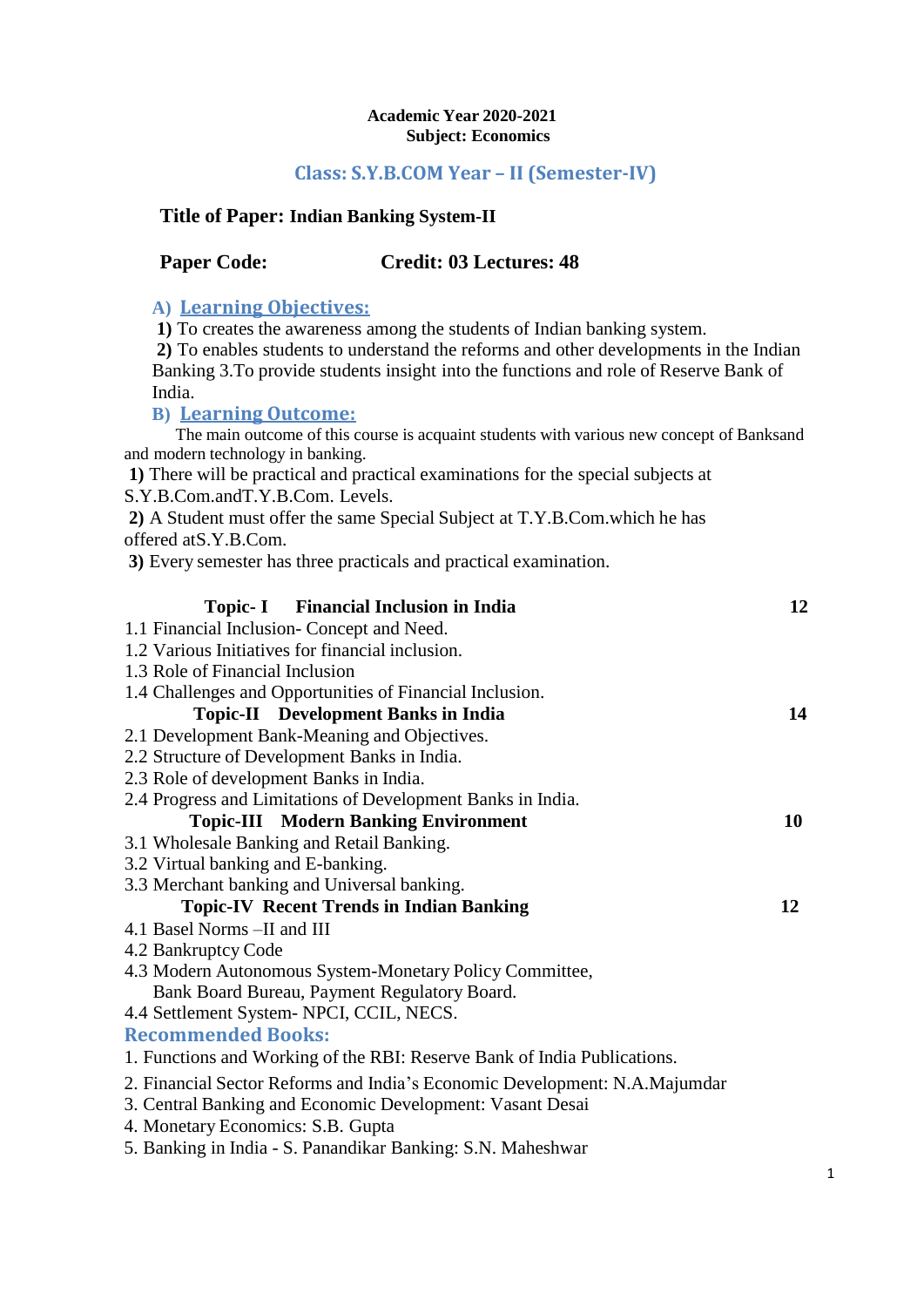**Academic Year 2020-2021**
**Subject: Economics**

## Class: S.Y.B.COM Year – II (Semester-IV)

**Title of Paper: Indian Banking System-II**

**Paper Code: Credit: 03 Lectures: 48**

### A) Learning Objectives:

**1)** To creates the awareness among the students of Indian banking system.
**2)** To enables students to understand the reforms and other developments in the Indian Banking 3.To provide students insight into the functions and role of Reserve Bank of India.

### B) Learning Outcome:

The main outcome of this course is acquaint students with various new concept of Banksand and modern technology in banking.

**1)** There will be practical and practical examinations for the special subjects at S.Y.B.Com.andT.Y.B.Com. Levels.
**2)** A Student must offer the same Special Subject at T.Y.B.Com.which he has offered atS.Y.B.Com.
**3)** Every semester has three practicals and practical examination.

**Topic- I Financial Inclusion in India** **12**

1.1 Financial Inclusion- Concept and Need.
1.2 Various Initiatives for financial inclusion.
1.3 Role of Financial Inclusion
1.4 Challenges and Opportunities of Financial Inclusion.

**Topic-II Development Banks in India** **14**

2.1 Development Bank-Meaning and Objectives.
2.2 Structure of Development Banks in India.
2.3 Role of development Banks in India.
2.4 Progress and Limitations of Development Banks in India.

**Topic-III Modern Banking Environment** **10**

3.1 Wholesale Banking and Retail Banking.
3.2 Virtual banking and E-banking.
3.3 Merchant banking and Universal banking.

**Topic-IV Recent Trends in Indian Banking** **12**

4.1 Basel Norms –II and III
4.2 Bankruptcy Code
4.3 Modern Autonomous System-Monetary Policy Committee,
Bank Board Bureau, Payment Regulatory Board.
4.4 Settlement System- NPCI, CCIL, NECS.

### Recommended Books:

1. Functions and Working of the RBI: Reserve Bank of India Publications.
2. Financial Sector Reforms and India's Economic Development: N.A.Majumdar
3. Central Banking and Economic Development: Vasant Desai
4. Monetary Economics: S.B. Gupta
5. Banking in India - S. Panandikar Banking: S.N. Maheshwar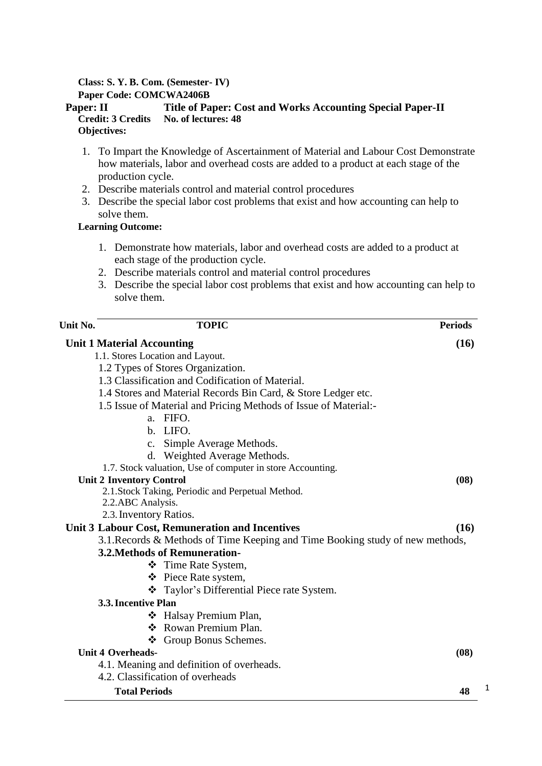**Class: S. Y. B. Com. (Semester- IV)**
**Paper Code: COMCWA2406B**
**Paper: II** **Title of Paper: Cost and Works Accounting Special Paper-II**
**Credit: 3 Credits** **No. of lectures: 48**

**Objectives:**

1. To Impart the Knowledge of Ascertainment of Material and Labour Cost Demonstrate how materials, labor and overhead costs are added to a product at each stage of the production cycle.
2. Describe materials control and material control procedures
3. Describe the special labor cost problems that exist and how accounting can help to solve them.

**Learning Outcome:**

1. Demonstrate how materials, labor and overhead costs are added to a product at each stage of the production cycle.
2. Describe materials control and material control procedures
3. Describe the special labor cost problems that exist and how accounting can help to solve them.

| Unit No. | TOPIC | Periods |
|---|---|---|
| **Unit 1 Material Accounting** | | **(16)** |
| | 1.1. Stores Location and Layout. | |
| | 1.2 Types of Stores Organization. | |
| | 1.3 Classification and Codification of Material. | |
| | 1.4 Stores and Material Records Bin Card, & Store Ledger etc. | |
| | 1.5 Issue of Material and Pricing Methods of Issue of Material:- | |
| | a. FIFO. | |
| | b. LIFO. | |
| | c. Simple Average Methods. | |
| | d. Weighted Average Methods. | |
| | 1.7. Stock valuation, Use of computer in store Accounting. | |
| **Unit 2 Inventory Control** | | **(08)** |
| | 2.1.Stock Taking, Periodic and Perpetual Method. | |
| | 2.2.ABC Analysis. | |
| | 2.3. Inventory Ratios. | |
| **Unit 3 Labour Cost, Remuneration and Incentives** | | **(16)** |
| | 3.1.Records & Methods of Time Keeping and Time Booking study of new methods, | |
| | **3.2.Methods of Remuneration-** | |
| | ❖ Time Rate System, | |
| | ❖ Piece Rate system, | |
| | ❖ Taylor's Differential Piece rate System. | |
| | **3.3. Incentive Plan** | |
| | ❖ Halsay Premium Plan, | |
| | ❖ Rowan Premium Plan. | |
| | ❖ Group Bonus Schemes. | |
| **Unit 4 Overheads-** | | **(08)** |
| | 4.1. Meaning and definition of overheads. | |
| | 4.2. Classification of overheads | |
| | **Total Periods** | **48** |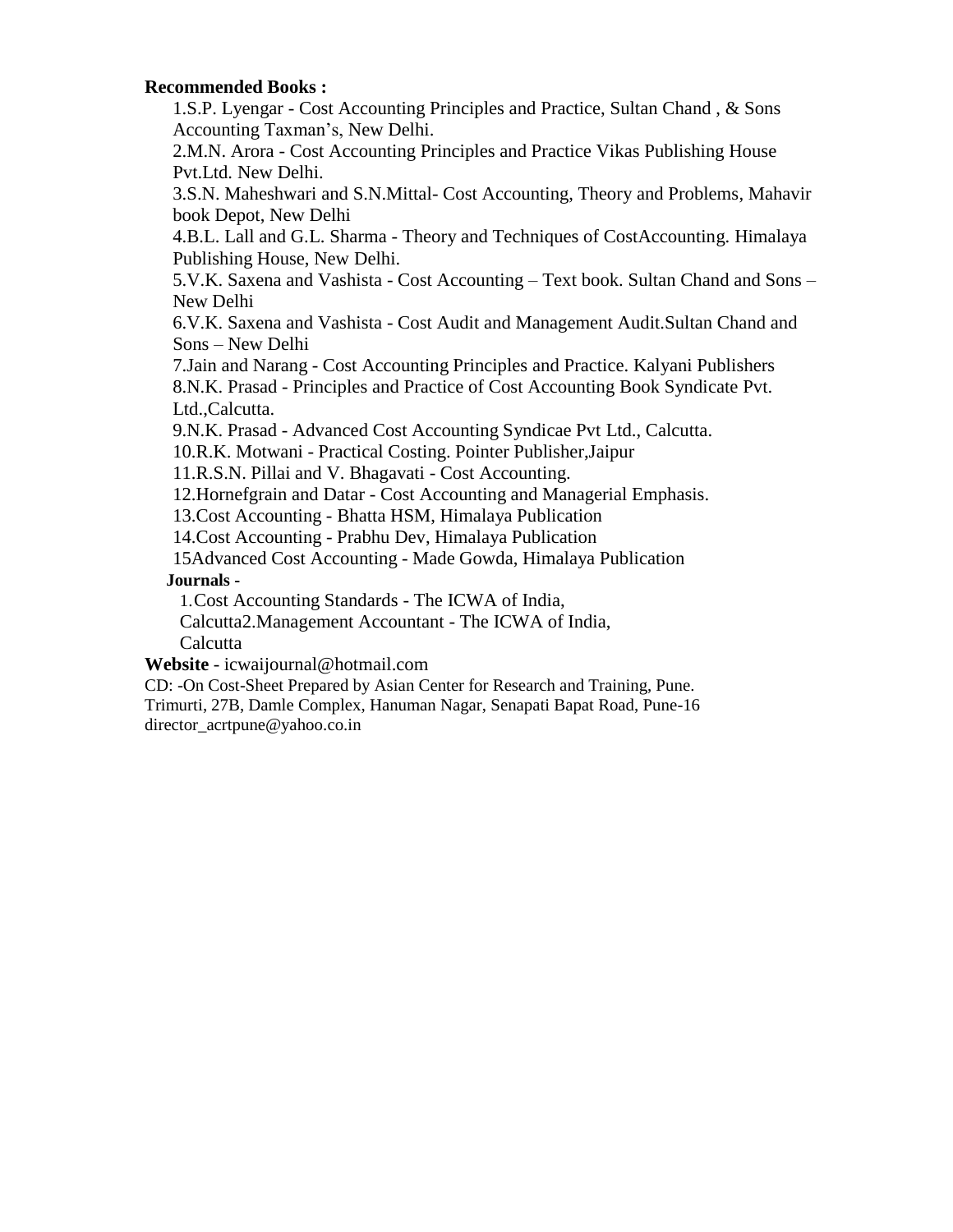**Recommended Books :**

1. S.P. Lyengar - Cost Accounting Principles and Practice, Sultan Chand , & Sons Accounting Taxman's, New Delhi.
2. M.N. Arora - Cost Accounting Principles and Practice Vikas Publishing House Pvt.Ltd. New Delhi.
3. S.N. Maheshwari and S.N.Mittal- Cost Accounting, Theory and Problems, Mahavir book Depot, New Delhi
4. B.L. Lall and G.L. Sharma - Theory and Techniques of CostAccounting. Himalaya Publishing House, New Delhi.
5. V.K. Saxena and Vashista - Cost Accounting – Text book. Sultan Chand and Sons – New Delhi
6. V.K. Saxena and Vashista - Cost Audit and Management Audit.Sultan Chand and Sons – New Delhi
7. Jain and Narang - Cost Accounting Principles and Practice. Kalyani Publishers
8. N.K. Prasad - Principles and Practice of Cost Accounting Book Syndicate Pvt. Ltd.,Calcutta.
9. N.K. Prasad - Advanced Cost Accounting Syndicae Pvt Ltd., Calcutta.
10. R.K. Motwani - Practical Costing. Pointer Publisher,Jaipur
11. R.S.N. Pillai and V. Bhagavati - Cost Accounting.
12. Hornefgrain and Datar - Cost Accounting and Managerial Emphasis.
13. Cost Accounting - Bhatta HSM, Himalaya Publication
14. Cost Accounting - Prabhu Dev, Himalaya Publication
15. Advanced Cost Accounting - Made Gowda, Himalaya Publication

**Journals -**

1. Cost Accounting Standards - The ICWA of India, Calcutta
2. Management Accountant - The ICWA of India, Calcutta

**Website** - icwaijournal@hotmail.com

CD: -On Cost-Sheet Prepared by Asian Center for Research and Training, Pune. Trimurti, 27B, Damle Complex, Hanuman Nagar, Senapati Bapat Road, Pune-16 director_acrtpune@yahoo.co.in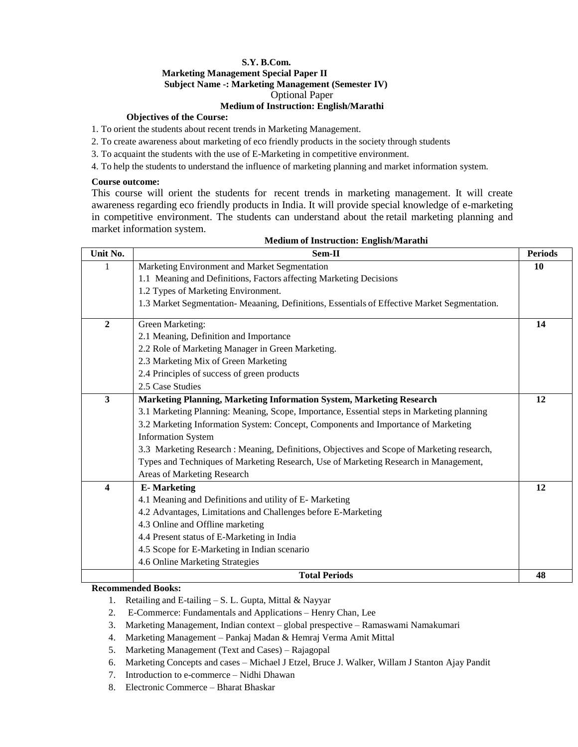**S.Y. B.Com.**

**Marketing Management Special Paper II**

**Subject Name -: Marketing Management (Semester IV)**

Optional Paper

**Medium of Instruction: English/Marathi**

**Objectives of the Course:**

1. To orient the students about recent trends in Marketing Management.
2. To create awareness about marketing of eco friendly products in the society through students
3. To acquaint the students with the use of E-Marketing in competitive environment.
4. To help the students to understand the influence of marketing planning and market information system.

**Course outcome:**

This course will orient the students for recent trends in marketing management. It will create awareness regarding eco friendly products in India. It will provide special knowledge of e-marketing in competitive environment. The students can understand about the retail marketing planning and market information system.

**Medium of Instruction: English/Marathi**

| Unit No. | Sem-II | Periods |
|---|---|---|
| 1 | Marketing Environment and Market Segmentation<br>1.1 Meaning and Definitions, Factors affecting Marketing Decisions<br>1.2 Types of Marketing Environment.<br>1.3 Market Segmentation- Meaaning, Definitions, Essentials of Effective Market Segmentation. | **10** |
| **2** | Green Marketing:<br>2.1 Meaning, Definition and Importance<br>2.2 Role of Marketing Manager in Green Marketing.<br>2.3 Marketing Mix of Green Marketing<br>2.4 Principles of success of green products<br>2.5 Case Studies | **14** |
| **3** | **Marketing Planning, Marketing Information System, Marketing Research**<br>3.1 Marketing Planning: Meaning, Scope, Importance, Essential steps in Marketing planning<br>3.2 Marketing Information System: Concept, Components and Importance of Marketing Information System<br>3.3 Marketing Research : Meaning, Definitions, Objectives and Scope of Marketing research, Types and Techniques of Marketing Research, Use of Marketing Research in Management, Areas of Marketing Research | **12** |
| **4** | **E- Marketing**<br>4.1 Meaning and Definitions and utility of E- Marketing<br>4.2 Advantages, Limitations and Challenges before E-Marketing<br>4.3 Online and Offline marketing<br>4.4 Present status of E-Marketing in India<br>4.5 Scope for E-Marketing in Indian scenario<br>4.6 Online Marketing Strategies | **12** |
| | **Total Periods** | **48** |

**Recommended Books:**

1. Retailing and E-tailing – S. L. Gupta, Mittal & Nayyar
2. E-Commerce: Fundamentals and Applications – Henry Chan, Lee
3. Marketing Management, Indian context – global prespective – Ramaswami Namakumari
4. Marketing Management – Pankaj Madan & Hemraj Verma Amit Mittal
5. Marketing Management (Text and Cases) – Rajagopal
6. Marketing Concepts and cases – Michael J Etzel, Bruce J. Walker, Willam J Stanton Ajay Pandit
7. Introduction to e-commerce – Nidhi Dhawan
8. Electronic Commerce – Bharat Bhaskar